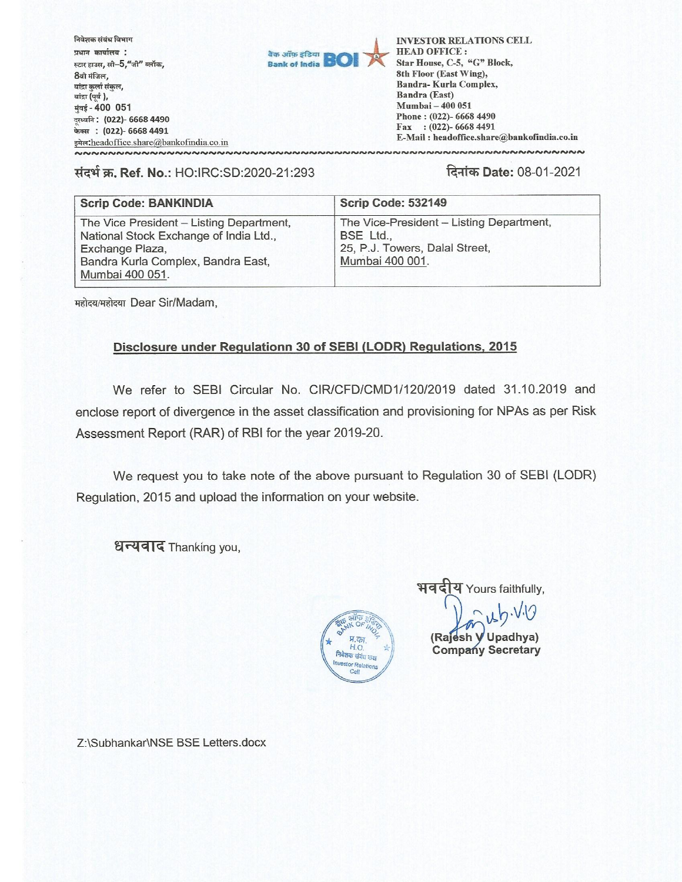निवेशक संबंध विभाग
प्रधान कार्यालय :
स्टार हाउस, सी–5,"जी" ब्लॉक,
8वी मंजिल,
बांद्रा कुर्ला संकुल,
बांद्रा (पूर्व ),
मुंबई - 400 051
दूरध्वनि : (022)- 6668 4490
फैक्स : (022)- 6668 4491
इमेल:headoffice.share@bankofindia.co.in

बैंक ऑफ इंडिया Bank of India BOI

INVESTOR RELATIONS CELL
HEAD OFFICE :
Star House, C-5, "G" Block,
8th Floor (East Wing),
Bandra- Kurla Complex,
Bandra (East)
Mumbai – 400 051
Phone : (022)- 6668 4490
Fax : (022)- 6668 4491
E-Mail : headoffice.share@bankofindia.co.in

संदर्भ क्र. Ref. No.: HO:IRC:SD:2020-21:293

दिनांक Date: 08-01-2021

| Scrip Code: BANKINDIA | Scrip Code: 532149 |
|---|---|
| The Vice President – Listing Department,<br>National Stock Exchange of India Ltd.,<br>Exchange Plaza,<br>Bandra Kurla Complex, Bandra East,<br>Mumbai 400 051. | The Vice-President – Listing Department,<br>BSE Ltd.,<br>25, P.J. Towers, Dalal Street,<br>Mumbai 400 001. |

महोदय/महोदया Dear Sir/Madam,

**Disclosure under Regulationn 30 of SEBI (LODR) Regulations, 2015**

We refer to SEBI Circular No. CIR/CFD/CMD1/120/2019 dated 31.10.2019 and enclose report of divergence in the asset classification and provisioning for NPAs as per Risk Assessment Report (RAR) of RBI for the year 2019-20.

We request you to take note of the above pursuant to Regulation 30 of SEBI (LODR) Regulation, 2015 and upload the information on your website.

धन्यवाद Thanking you,

भवदीय Yours faithfully,

(Rajesh V Upadhya)
Company Secretary

Z:\Subhankar\NSE BSE Letters.docx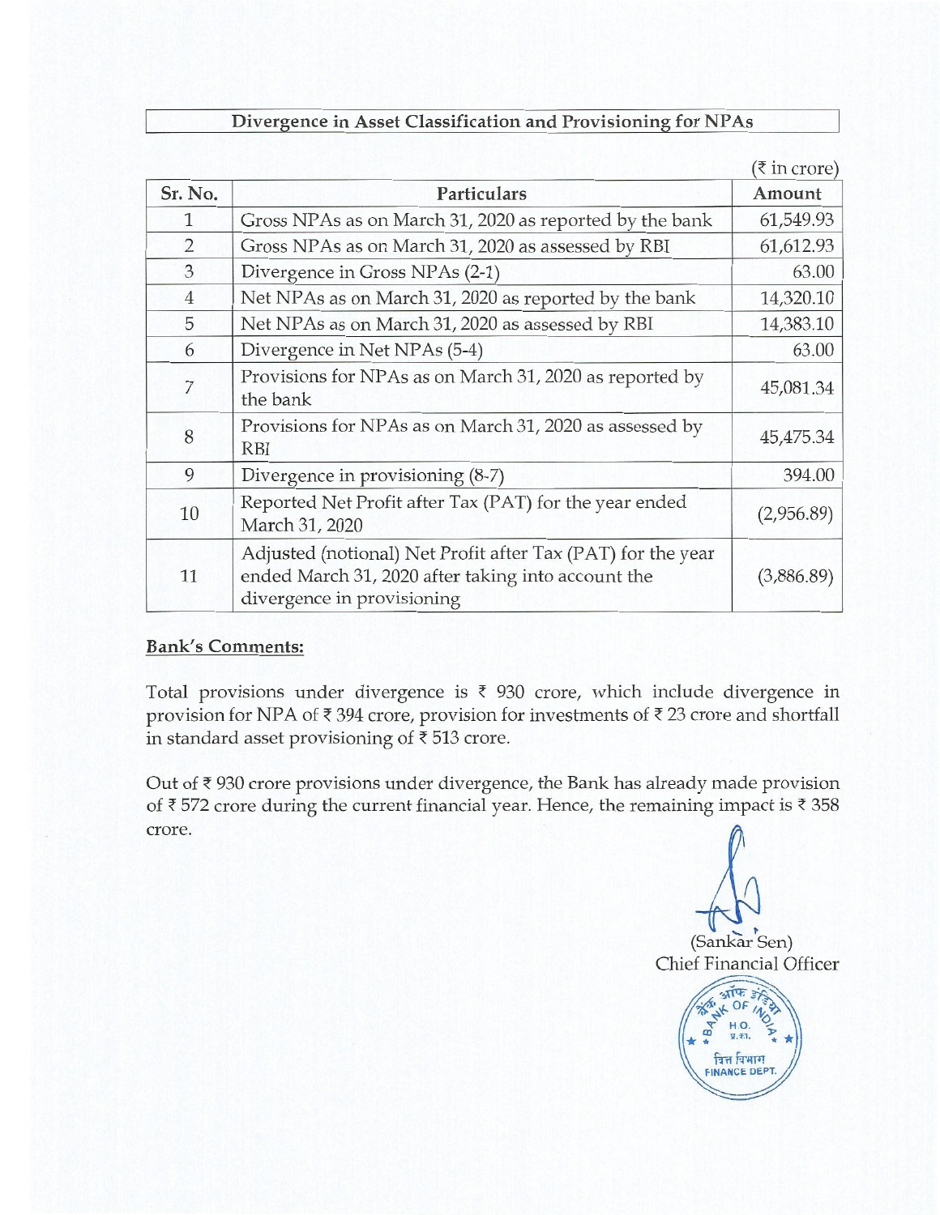## Divergence in Asset Classification and Provisioning for NPAs

(₹ in crore)

| Sr. No. | Particulars | Amount |
|---|---|---|
| 1 | Gross NPAs as on March 31, 2020 as reported by the bank | 61,549.93 |
| 2 | Gross NPAs as on March 31, 2020 as assessed by RBI | 61,612.93 |
| 3 | Divergence in Gross NPAs (2-1) | 63.00 |
| 4 | Net NPAs as on March 31, 2020 as reported by the bank | 14,320.10 |
| 5 | Net NPAs as on March 31, 2020 as assessed by RBI | 14,383.10 |
| 6 | Divergence in Net NPAs (5-4) | 63.00 |
| 7 | Provisions for NPAs as on March 31, 2020 as reported by the bank | 45,081.34 |
| 8 | Provisions for NPAs as on March 31, 2020 as assessed by RBI | 45,475.34 |
| 9 | Divergence in provisioning (8-7) | 394.00 |
| 10 | Reported Net Profit after Tax (PAT) for the year ended March 31, 2020 | (2,956.89) |
| 11 | Adjusted (notional) Net Profit after Tax (PAT) for the year ended March 31, 2020 after taking into account the divergence in provisioning | (3,886.89) |

**Bank's Comments:**

Total provisions under divergence is ₹ 930 crore, which include divergence in provision for NPA of ₹ 394 crore, provision for investments of ₹ 23 crore and shortfall in standard asset provisioning of ₹ 513 crore.

Out of ₹ 930 crore provisions under divergence, the Bank has already made provision of ₹ 572 crore during the current financial year. Hence, the remaining impact is ₹ 358 crore.

(Sankar Sen)
Chief Financial Officer

बैंक ऑफ इंडिया BANK OF INDIA H.O. प्र.का. वित्त विभाग FINANCE DEPT.